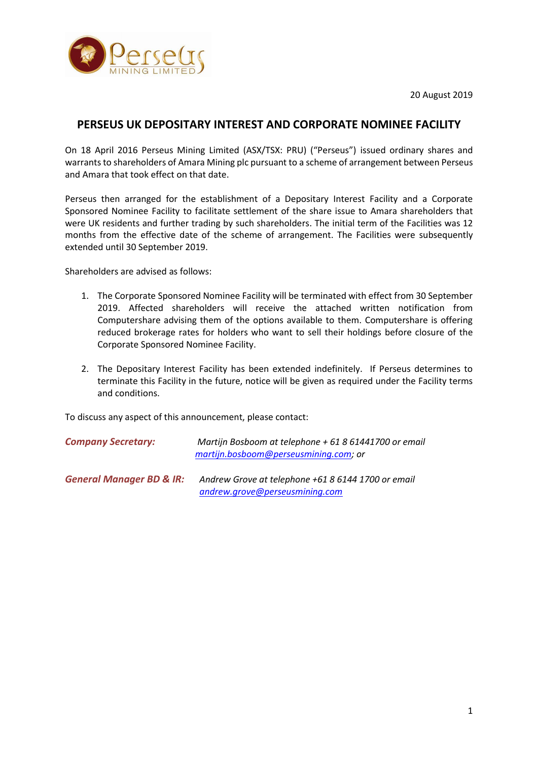20 August 2019

## PERSEUS UK DEPOSITARY INTEREST AND CORPORATE NOMINEE FACILITY

On 18 April 2016 Perseus Mining Limited (ASX/TSX: PRU) ("Perseus") issued ordinary shares and warrants to shareholders of Amara Mining plc pursuant to a scheme of arrangement between Perseus and Amara that took effect on that date.

Perseus then arranged for the establishment of a Depositary Interest Facility and a Corporate Sponsored Nominee Facility to facilitate settlement of the share issue to Amara shareholders that were UK residents and further trading by such shareholders. The initial term of the Facilities was 12 months from the effective date of the scheme of arrangement. The Facilities were subsequently extended until 30 September 2019.

Shareholders are advised as follows:

1. The Corporate Sponsored Nominee Facility will be terminated with effect from 30 September 2019. Affected shareholders will receive the attached written notification from Computershare advising them of the options available to them. Computershare is offering reduced brokerage rates for holders who want to sell their holdings before closure of the Corporate Sponsored Nominee Facility.

2. The Depositary Interest Facility has been extended indefinitely. If Perseus determines to terminate this Facility in the future, notice will be given as required under the Facility terms and conditions.

To discuss any aspect of this announcement, please contact:

| | |
|---|---|
| ***Company Secretary:*** | *Martijn Bosboom at telephone + 61 8 61441700 or email [martijn.bosboom@perseusmining.com](mailto:martijn.bosboom@perseusmining.com); or* |
| ***General Manager BD & IR:*** | *Andrew Grove at telephone +61 8 6144 1700 or email [andrew.grove@perseusmining.com](mailto:andrew.grove@perseusmining.com)* |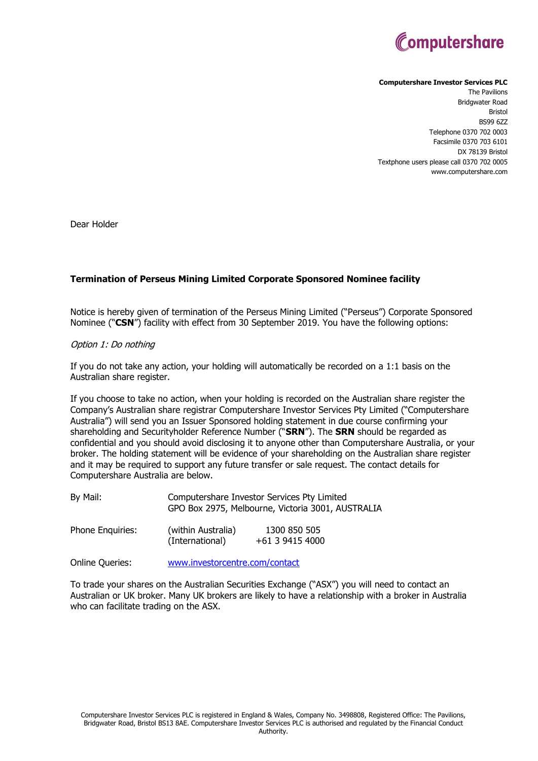**Computershare Investor Services PLC**
The Pavilions
Bridgwater Road
Bristol
BS99 6ZZ
Telephone 0370 702 0003
Facsimile 0370 703 6101
DX 78139 Bristol
Textphone users please call 0370 702 0005
www.computershare.com

Dear Holder

**Termination of Perseus Mining Limited Corporate Sponsored Nominee facility**

Notice is hereby given of termination of the Perseus Mining Limited ("Perseus") Corporate Sponsored Nominee ("**CSN**") facility with effect from 30 September 2019. You have the following options:

*Option 1: Do nothing*

If you do not take any action, your holding will automatically be recorded on a 1:1 basis on the Australian share register.

If you choose to take no action, when your holding is recorded on the Australian share register the Company's Australian share registrar Computershare Investor Services Pty Limited ("Computershare Australia") will send you an Issuer Sponsored holding statement in due course confirming your shareholding and Securityholder Reference Number ("**SRN**"). The **SRN** should be regarded as confidential and you should avoid disclosing it to anyone other than Computershare Australia, or your broker. The holding statement will be evidence of your shareholding on the Australian share register and it may be required to support any future transfer or sale request. The contact details for Computershare Australia are below.

| | | |
|---|---|---|
| By Mail: | Computershare Investor Services Pty Limited<br>GPO Box 2975, Melbourne, Victoria 3001, AUSTRALIA | |
| Phone Enquiries: | (within Australia)<br>(International) | 1300 850 505<br>+61 3 9415 4000 |
| Online Queries: | www.investorcentre.com/contact | |

To trade your shares on the Australian Securities Exchange ("ASX") you will need to contact an Australian or UK broker. Many UK brokers are likely to have a relationship with a broker in Australia who can facilitate trading on the ASX.

Computershare Investor Services PLC is registered in England & Wales, Company No. 3498808, Registered Office: The Pavilions, Bridgwater Road, Bristol BS13 8AE. Computershare Investor Services PLC is authorised and regulated by the Financial Conduct Authority.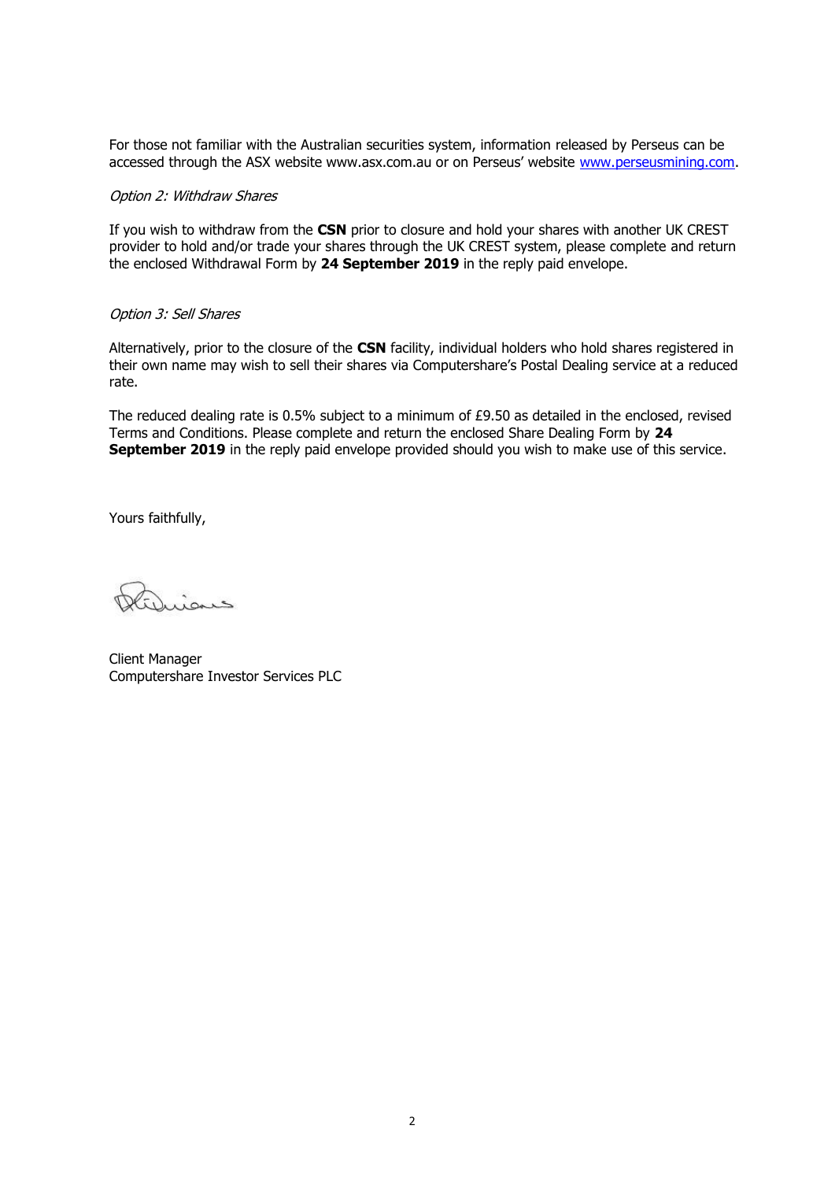For those not familiar with the Australian securities system, information released by Perseus can be accessed through the ASX website www.asx.com.au or on Perseus' website www.perseusmining.com.

*Option 2: Withdraw Shares*

If you wish to withdraw from the **CSN** prior to closure and hold your shares with another UK CREST provider to hold and/or trade your shares through the UK CREST system, please complete and return the enclosed Withdrawal Form by **24 September 2019** in the reply paid envelope.

*Option 3: Sell Shares*

Alternatively, prior to the closure of the **CSN** facility, individual holders who hold shares registered in their own name may wish to sell their shares via Computershare's Postal Dealing service at a reduced rate.

The reduced dealing rate is 0.5% subject to a minimum of £9.50 as detailed in the enclosed, revised Terms and Conditions. Please complete and return the enclosed Share Dealing Form by **24 September 2019** in the reply paid envelope provided should you wish to make use of this service.

Yours faithfully,

Client Manager
Computershare Investor Services PLC